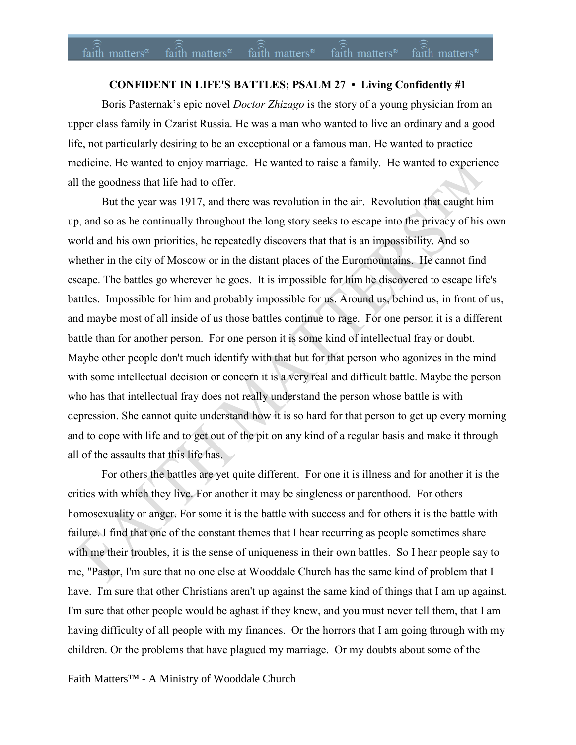**CONFIDENT IN LIFE'S BATTLES; PSALM 27 • Living Confidently #1**

Boris Pasternak's epic novel *Doctor Zhizago* is the story of a young physician from an upper class family in Czarist Russia. He was a man who wanted to live an ordinary and a good life, not particularly desiring to be an exceptional or a famous man. He wanted to practice medicine. He wanted to enjoy marriage. He wanted to raise a family. He wanted to experience all the goodness that life had to offer.

But the year was 1917, and there was revolution in the air. Revolution that caught him up, and so as he continually throughout the long story seeks to escape into the privacy of his own world and his own priorities, he repeatedly discovers that that is an impossibility. And so whether in the city of Moscow or in the distant places of the Euromountains. He cannot find escape. The battles go wherever he goes. It is impossible for him he discovered to escape life's battles. Impossible for him and probably impossible for us. Around us, behind us, in front of us, and maybe most of all inside of us those battles continue to rage. For one person it is a different battle than for another person. For one person it is some kind of intellectual fray or doubt. Maybe other people don't much identify with that but for that person who agonizes in the mind with some intellectual decision or concern it is a very real and difficult battle. Maybe the person who has that intellectual fray does not really understand the person whose battle is with depression. She cannot quite understand how it is so hard for that person to get up every morning and to cope with life and to get out of the pit on any kind of a regular basis and make it through all of the assaults that this life has.

For others the battles are yet quite different. For one it is illness and for another it is the critics with which they live. For another it may be singleness or parenthood. For others homosexuality or anger. For some it is the battle with success and for others it is the battle with failure. I find that one of the constant themes that I hear recurring as people sometimes share with me their troubles, it is the sense of uniqueness in their own battles. So I hear people say to me, "Pastor, I'm sure that no one else at Wooddale Church has the same kind of problem that I have. I'm sure that other Christians aren't up against the same kind of things that I am up against. I'm sure that other people would be aghast if they knew, and you must never tell them, that I am having difficulty of all people with my finances. Or the horrors that I am going through with my children. Or the problems that have plagued my marriage. Or my doubts about some of the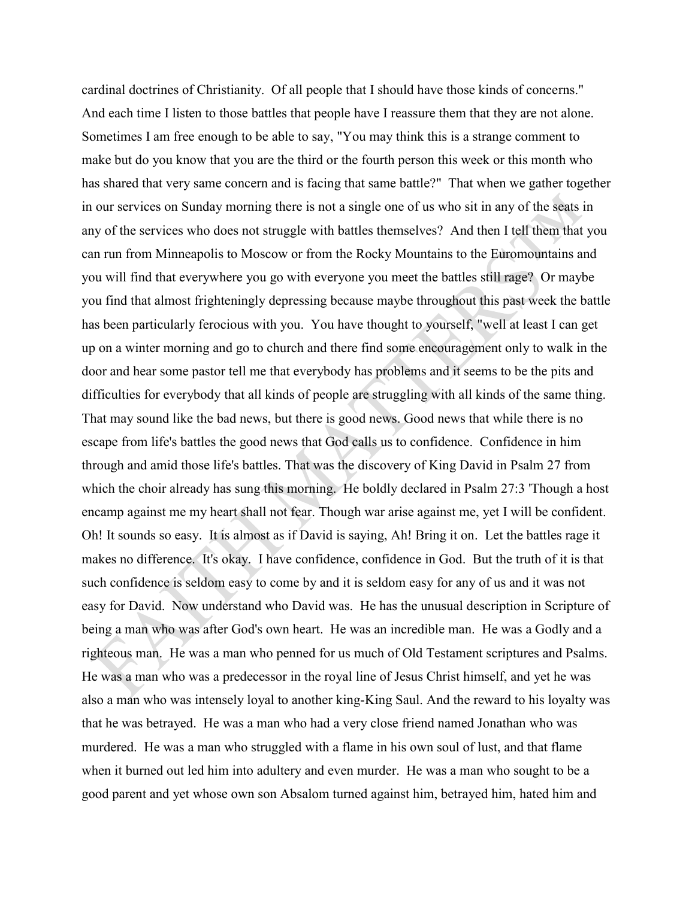cardinal doctrines of Christianity. Of all people that I should have those kinds of concerns." And each time I listen to those battles that people have I reassure them that they are not alone. Sometimes I am free enough to be able to say, "You may think this is a strange comment to make but do you know that you are the third or the fourth person this week or this month who has shared that very same concern and is facing that same battle?" That when we gather together in our services on Sunday morning there is not a single one of us who sit in any of the seats in any of the services who does not struggle with battles themselves? And then I tell them that you can run from Minneapolis to Moscow or from the Rocky Mountains to the Euromountains and you will find that everywhere you go with everyone you meet the battles still rage? Or maybe you find that almost frighteningly depressing because maybe throughout this past week the battle has been particularly ferocious with you. You have thought to yourself, "well at least I can get up on a winter morning and go to church and there find some encouragement only to walk in the door and hear some pastor tell me that everybody has problems and it seems to be the pits and difficulties for everybody that all kinds of people are struggling with all kinds of the same thing. That may sound like the bad news, but there is good news. Good news that while there is no escape from life's battles the good news that God calls us to confidence. Confidence in him through and amid those life's battles. That was the discovery of King David in Psalm 27 from which the choir already has sung this morning. He boldly declared in Psalm 27:3 'Though a host encamp against me my heart shall not fear. Though war arise against me, yet I will be confident. Oh! It sounds so easy. It is almost as if David is saying, Ah! Bring it on. Let the battles rage it makes no difference. It's okay. I have confidence, confidence in God. But the truth of it is that such confidence is seldom easy to come by and it is seldom easy for any of us and it was not easy for David. Now understand who David was. He has the unusual description in Scripture of being a man who was after God's own heart. He was an incredible man. He was a Godly and a righteous man. He was a man who penned for us much of Old Testament scriptures and Psalms. He was a man who was a predecessor in the royal line of Jesus Christ himself, and yet he was also a man who was intensely loyal to another king-King Saul. And the reward to his loyalty was that he was betrayed. He was a man who had a very close friend named Jonathan who was murdered. He was a man who struggled with a flame in his own soul of lust, and that flame when it burned out led him into adultery and even murder. He was a man who sought to be a good parent and yet whose own son Absalom turned against him, betrayed him, hated him and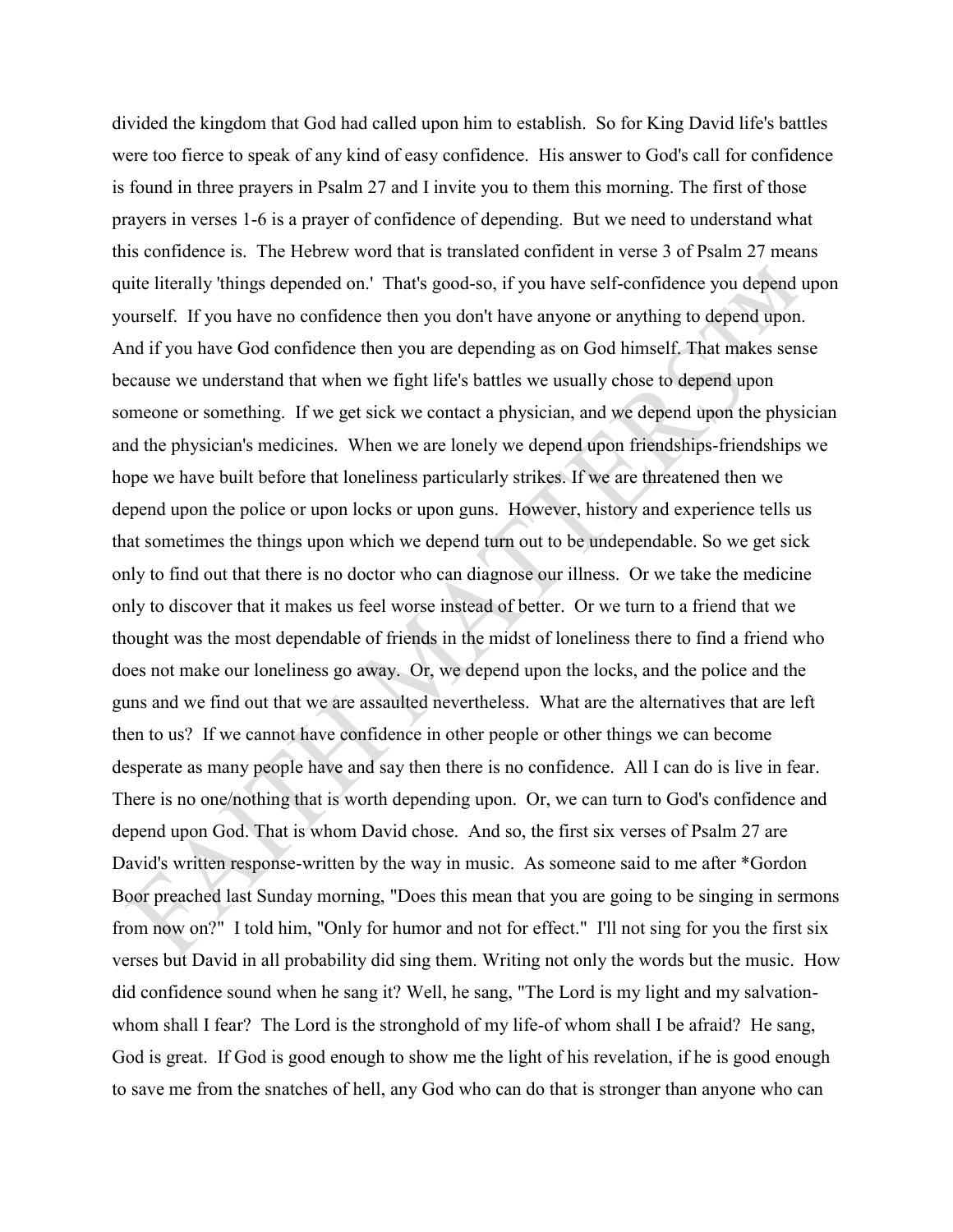divided the kingdom that God had called upon him to establish. So for King David life's battles were too fierce to speak of any kind of easy confidence. His answer to God's call for confidence is found in three prayers in Psalm 27 and I invite you to them this morning. The first of those prayers in verses 1-6 is a prayer of confidence of depending. But we need to understand what this confidence is. The Hebrew word that is translated confident in verse 3 of Psalm 27 means quite literally 'things depended on.' That's good-so, if you have self-confidence you depend upon yourself. If you have no confidence then you don't have anyone or anything to depend upon. And if you have God confidence then you are depending as on God himself. That makes sense because we understand that when we fight life's battles we usually chose to depend upon someone or something. If we get sick we contact a physician, and we depend upon the physician and the physician's medicines. When we are lonely we depend upon friendships-friendships we hope we have built before that loneliness particularly strikes. If we are threatened then we depend upon the police or upon locks or upon guns. However, history and experience tells us that sometimes the things upon which we depend turn out to be undependable. So we get sick only to find out that there is no doctor who can diagnose our illness. Or we take the medicine only to discover that it makes us feel worse instead of better. Or we turn to a friend that we thought was the most dependable of friends in the midst of loneliness there to find a friend who does not make our loneliness go away. Or, we depend upon the locks, and the police and the guns and we find out that we are assaulted nevertheless. What are the alternatives that are left then to us? If we cannot have confidence in other people or other things we can become desperate as many people have and say then there is no confidence. All I can do is live in fear. There is no one/nothing that is worth depending upon. Or, we can turn to God's confidence and depend upon God. That is whom David chose. And so, the first six verses of Psalm 27 are David's written response-written by the way in music. As someone said to me after *Gordon Boor preached last Sunday morning, "Does this mean that you are going to be singing in sermons from now on?" I told him, "Only for humor and not for effect." I'll not sing for you the first six verses but David in all probability did sing them. Writing not only the words but the music. How did confidence sound when he sang it? Well, he sang, "The Lord is my light and my salvation-whom shall I fear? The Lord is the stronghold of my life-of whom shall I be afraid? He sang, God is great. If God is good enough to show me the light of his revelation, if he is good enough to save me from the snatches of hell, any God who can do that is stronger than anyone who can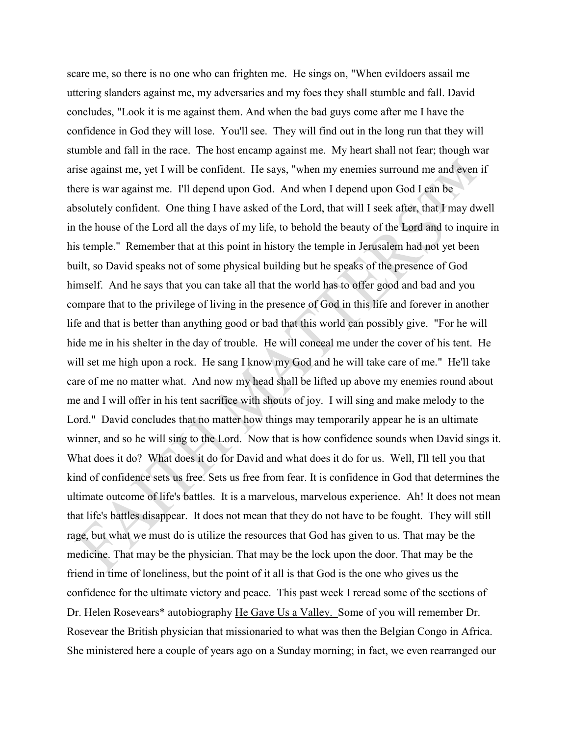scare me, so there is no one who can frighten me. He sings on, "When evildoers assail me uttering slanders against me, my adversaries and my foes they shall stumble and fall. David concludes, "Look it is me against them. And when the bad guys come after me I have the confidence in God they will lose. You'll see. They will find out in the long run that they will stumble and fall in the race. The host encamp against me. My heart shall not fear; though war arise against me, yet I will be confident. He says, "when my enemies surround me and even if there is war against me. I'll depend upon God. And when I depend upon God I can be absolutely confident. One thing I have asked of the Lord, that will I seek after, that I may dwell in the house of the Lord all the days of my life, to behold the beauty of the Lord and to inquire in his temple." Remember that at this point in history the temple in Jerusalem had not yet been built, so David speaks not of some physical building but he speaks of the presence of God himself. And he says that you can take all that the world has to offer good and bad and you compare that to the privilege of living in the presence of God in this life and forever in another life and that is better than anything good or bad that this world can possibly give. "For he will hide me in his shelter in the day of trouble. He will conceal me under the cover of his tent. He will set me high upon a rock. He sang I know my God and he will take care of me." He'll take care of me no matter what. And now my head shall be lifted up above my enemies round about me and I will offer in his tent sacrifice with shouts of joy. I will sing and make melody to the Lord." David concludes that no matter how things may temporarily appear he is an ultimate winner, and so he will sing to the Lord. Now that is how confidence sounds when David sings it. What does it do? What does it do for David and what does it do for us. Well, I'll tell you that kind of confidence sets us free. Sets us free from fear. It is confidence in God that determines the ultimate outcome of life's battles. It is a marvelous, marvelous experience. Ah! It does not mean that life's battles disappear. It does not mean that they do not have to be fought. They will still rage, but what we must do is utilize the resources that God has given to us. That may be the medicine. That may be the physician. That may be the lock upon the door. That may be the friend in time of loneliness, but the point of it all is that God is the one who gives us the confidence for the ultimate victory and peace. This past week I reread some of the sections of Dr. Helen Rosevears* autobiography <u>He Gave Us a Valley.</u> Some of you will remember Dr. Rosevear the British physician that missionaried to what was then the Belgian Congo in Africa. She ministered here a couple of years ago on a Sunday morning; in fact, we even rearranged our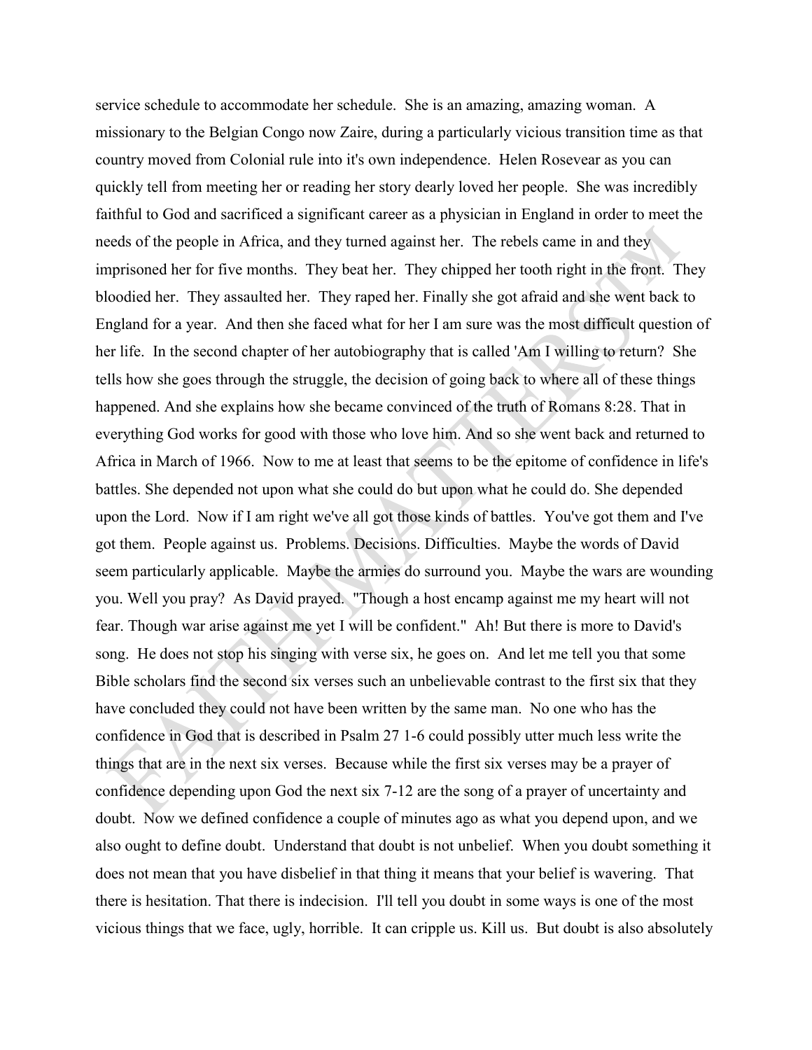service schedule to accommodate her schedule. She is an amazing, amazing woman. A missionary to the Belgian Congo now Zaire, during a particularly vicious transition time as that country moved from Colonial rule into it's own independence. Helen Rosevear as you can quickly tell from meeting her or reading her story dearly loved her people. She was incredibly faithful to God and sacrificed a significant career as a physician in England in order to meet the needs of the people in Africa, and they turned against her. The rebels came in and they imprisoned her for five months. They beat her. They chipped her tooth right in the front. They bloodied her. They assaulted her. They raped her. Finally she got afraid and she went back to England for a year. And then she faced what for her I am sure was the most difficult question of her life. In the second chapter of her autobiography that is called 'Am I willing to return? She tells how she goes through the struggle, the decision of going back to where all of these things happened. And she explains how she became convinced of the truth of Romans 8:28. That in everything God works for good with those who love him. And so she went back and returned to Africa in March of 1966. Now to me at least that seems to be the epitome of confidence in life's battles. She depended not upon what she could do but upon what he could do. She depended upon the Lord. Now if I am right we've all got those kinds of battles. You've got them and I've got them. People against us. Problems. Decisions. Difficulties. Maybe the words of David seem particularly applicable. Maybe the armies do surround you. Maybe the wars are wounding you. Well you pray? As David prayed. "Though a host encamp against me my heart will not fear. Though war arise against me yet I will be confident." Ah! But there is more to David's song. He does not stop his singing with verse six, he goes on. And let me tell you that some Bible scholars find the second six verses such an unbelievable contrast to the first six that they have concluded they could not have been written by the same man. No one who has the confidence in God that is described in Psalm 27 1-6 could possibly utter much less write the things that are in the next six verses. Because while the first six verses may be a prayer of confidence depending upon God the next six 7-12 are the song of a prayer of uncertainty and doubt. Now we defined confidence a couple of minutes ago as what you depend upon, and we also ought to define doubt. Understand that doubt is not unbelief. When you doubt something it does not mean that you have disbelief in that thing it means that your belief is wavering. That there is hesitation. That there is indecision. I'll tell you doubt in some ways is one of the most vicious things that we face, ugly, horrible. It can cripple us. Kill us. But doubt is also absolutely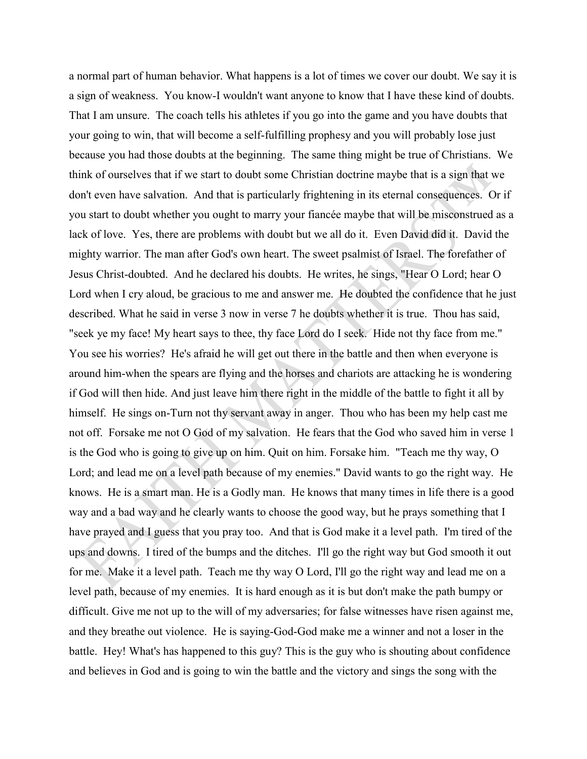a normal part of human behavior. What happens is a lot of times we cover our doubt. We say it is a sign of weakness. You know-I wouldn't want anyone to know that I have these kind of doubts. That I am unsure. The coach tells his athletes if you go into the game and you have doubts that your going to win, that will become a self-fulfilling prophesy and you will probably lose just because you had those doubts at the beginning. The same thing might be true of Christians. We think of ourselves that if we start to doubt some Christian doctrine maybe that is a sign that we don't even have salvation. And that is particularly frightening in its eternal consequences. Or if you start to doubt whether you ought to marry your fiancée maybe that will be misconstrued as a lack of love. Yes, there are problems with doubt but we all do it. Even David did it. David the mighty warrior. The man after God's own heart. The sweet psalmist of Israel. The forefather of Jesus Christ-doubted. And he declared his doubts. He writes, he sings, "Hear O Lord; hear O Lord when I cry aloud, be gracious to me and answer me. He doubted the confidence that he just described. What he said in verse 3 now in verse 7 he doubts whether it is true. Thou has said, "seek ye my face! My heart says to thee, thy face Lord do I seek. Hide not thy face from me." You see his worries? He's afraid he will get out there in the battle and then when everyone is around him-when the spears are flying and the horses and chariots are attacking he is wondering if God will then hide. And just leave him there right in the middle of the battle to fight it all by himself. He sings on-Turn not thy servant away in anger. Thou who has been my help cast me not off. Forsake me not O God of my salvation. He fears that the God who saved him in verse 1 is the God who is going to give up on him. Quit on him. Forsake him. "Teach me thy way, O Lord; and lead me on a level path because of my enemies." David wants to go the right way. He knows. He is a smart man. He is a Godly man. He knows that many times in life there is a good way and a bad way and he clearly wants to choose the good way, but he prays something that I have prayed and I guess that you pray too. And that is God make it a level path. I'm tired of the ups and downs. I tired of the bumps and the ditches. I'll go the right way but God smooth it out for me. Make it a level path. Teach me thy way O Lord, I'll go the right way and lead me on a level path, because of my enemies. It is hard enough as it is but don't make the path bumpy or difficult. Give me not up to the will of my adversaries; for false witnesses have risen against me, and they breathe out violence. He is saying-God-God make me a winner and not a loser in the battle. Hey! What's has happened to this guy? This is the guy who is shouting about confidence and believes in God and is going to win the battle and the victory and sings the song with the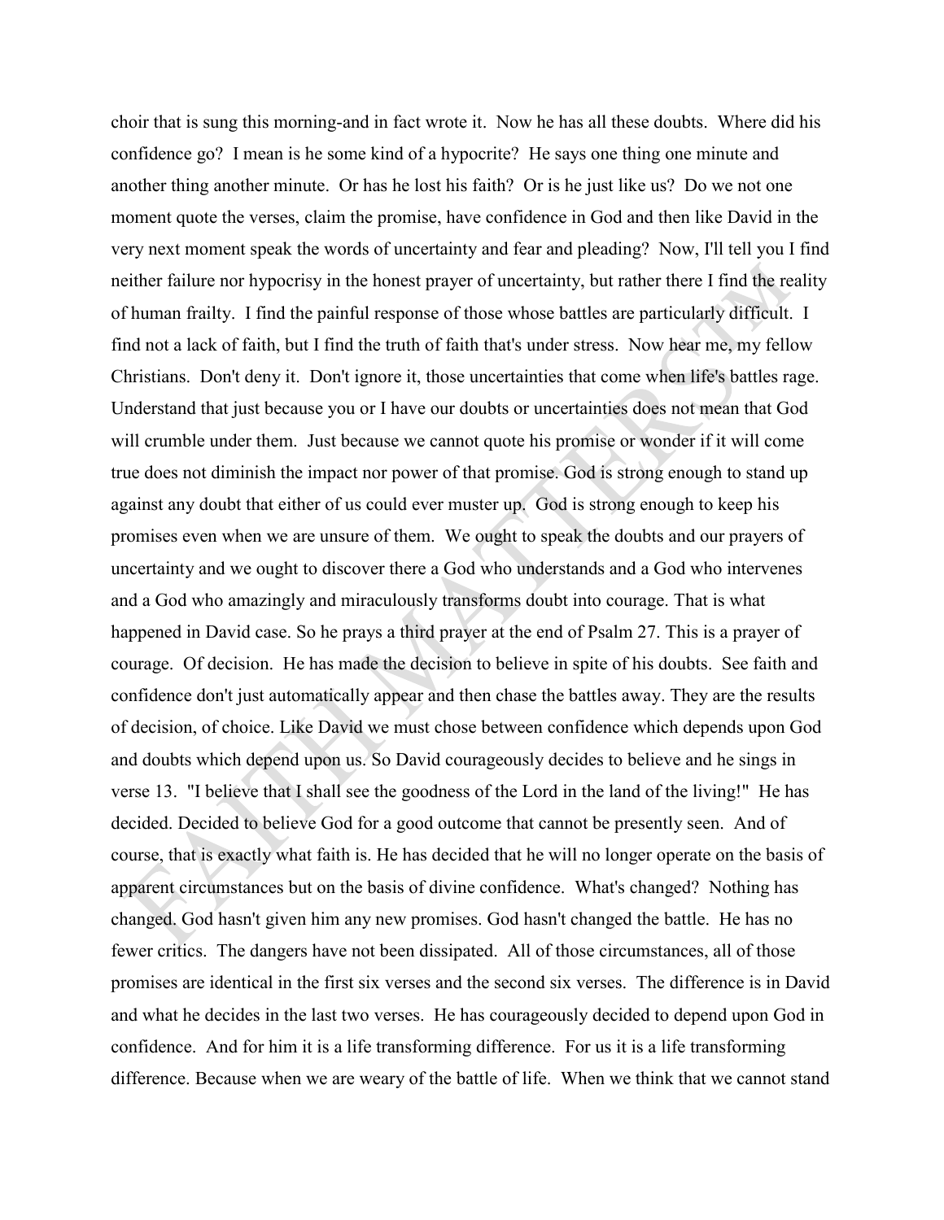choir that is sung this morning-and in fact wrote it. Now he has all these doubts. Where did his confidence go? I mean is he some kind of a hypocrite? He says one thing one minute and another thing another minute. Or has he lost his faith? Or is he just like us? Do we not one moment quote the verses, claim the promise, have confidence in God and then like David in the very next moment speak the words of uncertainty and fear and pleading? Now, I'll tell you I find neither failure nor hypocrisy in the honest prayer of uncertainty, but rather there I find the reality of human frailty. I find the painful response of those whose battles are particularly difficult. I find not a lack of faith, but I find the truth of faith that's under stress. Now hear me, my fellow Christians. Don't deny it. Don't ignore it, those uncertainties that come when life's battles rage. Understand that just because you or I have our doubts or uncertainties does not mean that God will crumble under them. Just because we cannot quote his promise or wonder if it will come true does not diminish the impact nor power of that promise. God is strong enough to stand up against any doubt that either of us could ever muster up. God is strong enough to keep his promises even when we are unsure of them. We ought to speak the doubts and our prayers of uncertainty and we ought to discover there a God who understands and a God who intervenes and a God who amazingly and miraculously transforms doubt into courage. That is what happened in David case. So he prays a third prayer at the end of Psalm 27. This is a prayer of courage. Of decision. He has made the decision to believe in spite of his doubts. See faith and confidence don't just automatically appear and then chase the battles away. They are the results of decision, of choice. Like David we must chose between confidence which depends upon God and doubts which depend upon us. So David courageously decides to believe and he sings in verse 13. "I believe that I shall see the goodness of the Lord in the land of the living!" He has decided. Decided to believe God for a good outcome that cannot be presently seen. And of course, that is exactly what faith is. He has decided that he will no longer operate on the basis of apparent circumstances but on the basis of divine confidence. What's changed? Nothing has changed. God hasn't given him any new promises. God hasn't changed the battle. He has no fewer critics. The dangers have not been dissipated. All of those circumstances, all of those promises are identical in the first six verses and the second six verses. The difference is in David and what he decides in the last two verses. He has courageously decided to depend upon God in confidence. And for him it is a life transforming difference. For us it is a life transforming difference. Because when we are weary of the battle of life. When we think that we cannot stand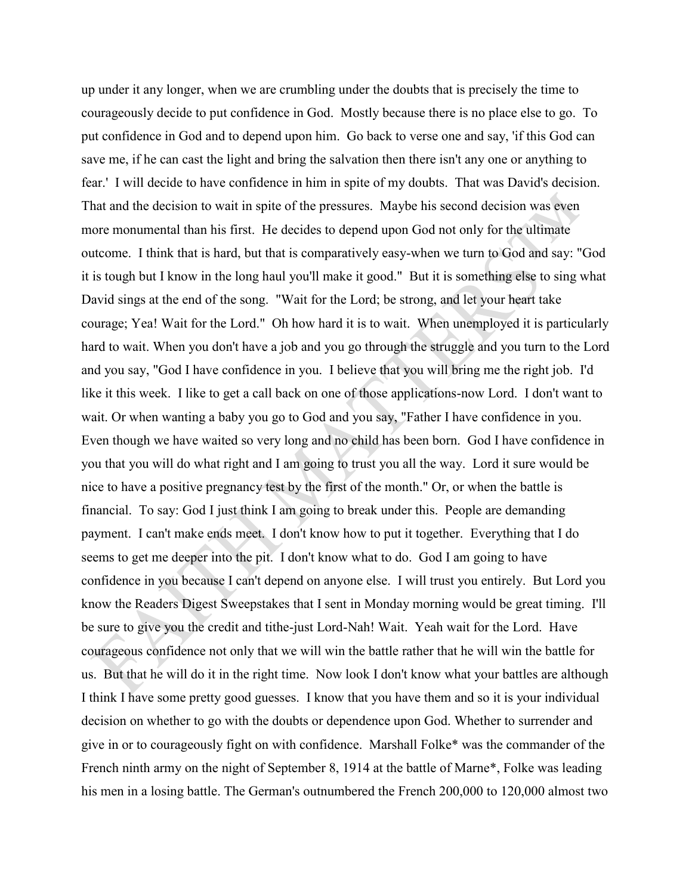up under it any longer, when we are crumbling under the doubts that is precisely the time to courageously decide to put confidence in God. Mostly because there is no place else to go. To put confidence in God and to depend upon him. Go back to verse one and say, 'if this God can save me, if he can cast the light and bring the salvation then there isn't any one or anything to fear.' I will decide to have confidence in him in spite of my doubts. That was David's decision. That and the decision to wait in spite of the pressures. Maybe his second decision was even more monumental than his first. He decides to depend upon God not only for the ultimate outcome. I think that is hard, but that is comparatively easy-when we turn to God and say: "God it is tough but I know in the long haul you'll make it good." But it is something else to sing what David sings at the end of the song. "Wait for the Lord; be strong, and let your heart take courage; Yea! Wait for the Lord." Oh how hard it is to wait. When unemployed it is particularly hard to wait. When you don't have a job and you go through the struggle and you turn to the Lord and you say, "God I have confidence in you. I believe that you will bring me the right job. I'd like it this week. I like to get a call back on one of those applications-now Lord. I don't want to wait. Or when wanting a baby you go to God and you say, "Father I have confidence in you. Even though we have waited so very long and no child has been born. God I have confidence in you that you will do what right and I am going to trust you all the way. Lord it sure would be nice to have a positive pregnancy test by the first of the month." Or, or when the battle is financial. To say: God I just think I am going to break under this. People are demanding payment. I can't make ends meet. I don't know how to put it together. Everything that I do seems to get me deeper into the pit. I don't know what to do. God I am going to have confidence in you because I can't depend on anyone else. I will trust you entirely. But Lord you know the Readers Digest Sweepstakes that I sent in Monday morning would be great timing. I'll be sure to give you the credit and tithe-just Lord-Nah! Wait. Yeah wait for the Lord. Have courageous confidence not only that we will win the battle rather that he will win the battle for us. But that he will do it in the right time. Now look I don't know what your battles are although I think I have some pretty good guesses. I know that you have them and so it is your individual decision on whether to go with the doubts or dependence upon God. Whether to surrender and give in or to courageously fight on with confidence. Marshall Folke* was the commander of the French ninth army on the night of September 8, 1914 at the battle of Marne*, Folke was leading his men in a losing battle. The German's outnumbered the French 200,000 to 120,000 almost two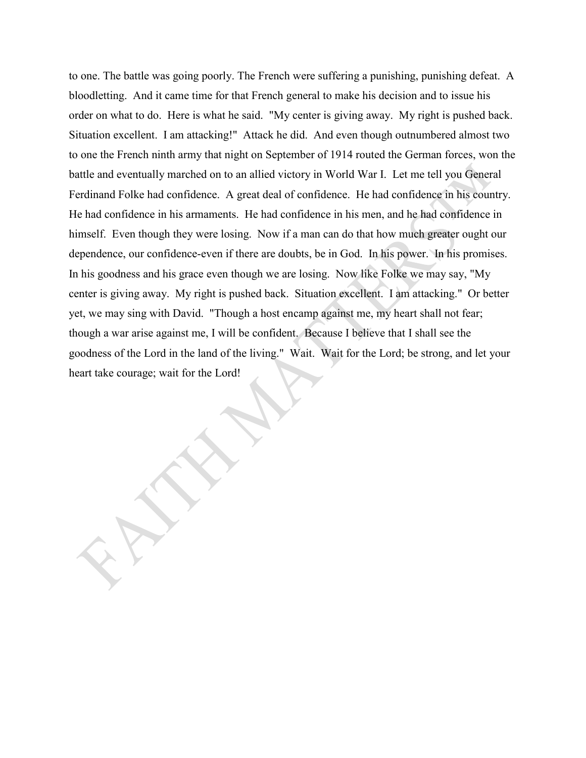to one. The battle was going poorly. The French were suffering a punishing, punishing defeat. A bloodletting. And it came time for that French general to make his decision and to issue his order on what to do. Here is what he said. "My center is giving away. My right is pushed back. Situation excellent. I am attacking!" Attack he did. And even though outnumbered almost two to one the French ninth army that night on September of 1914 routed the German forces, won the battle and eventually marched on to an allied victory in World War I. Let me tell you General Ferdinand Folke had confidence. A great deal of confidence. He had confidence in his country. He had confidence in his armaments. He had confidence in his men, and he had confidence in himself. Even though they were losing. Now if a man can do that how much greater ought our dependence, our confidence-even if there are doubts, be in God. In his power. In his promises. In his goodness and his grace even though we are losing. Now like Folke we may say, "My center is giving away. My right is pushed back. Situation excellent. I am attacking." Or better yet, we may sing with David. "Though a host encamp against me, my heart shall not fear; though a war arise against me, I will be confident. Because I believe that I shall see the goodness of the Lord in the land of the living." Wait. Wait for the Lord; be strong, and let your heart take courage; wait for the Lord!